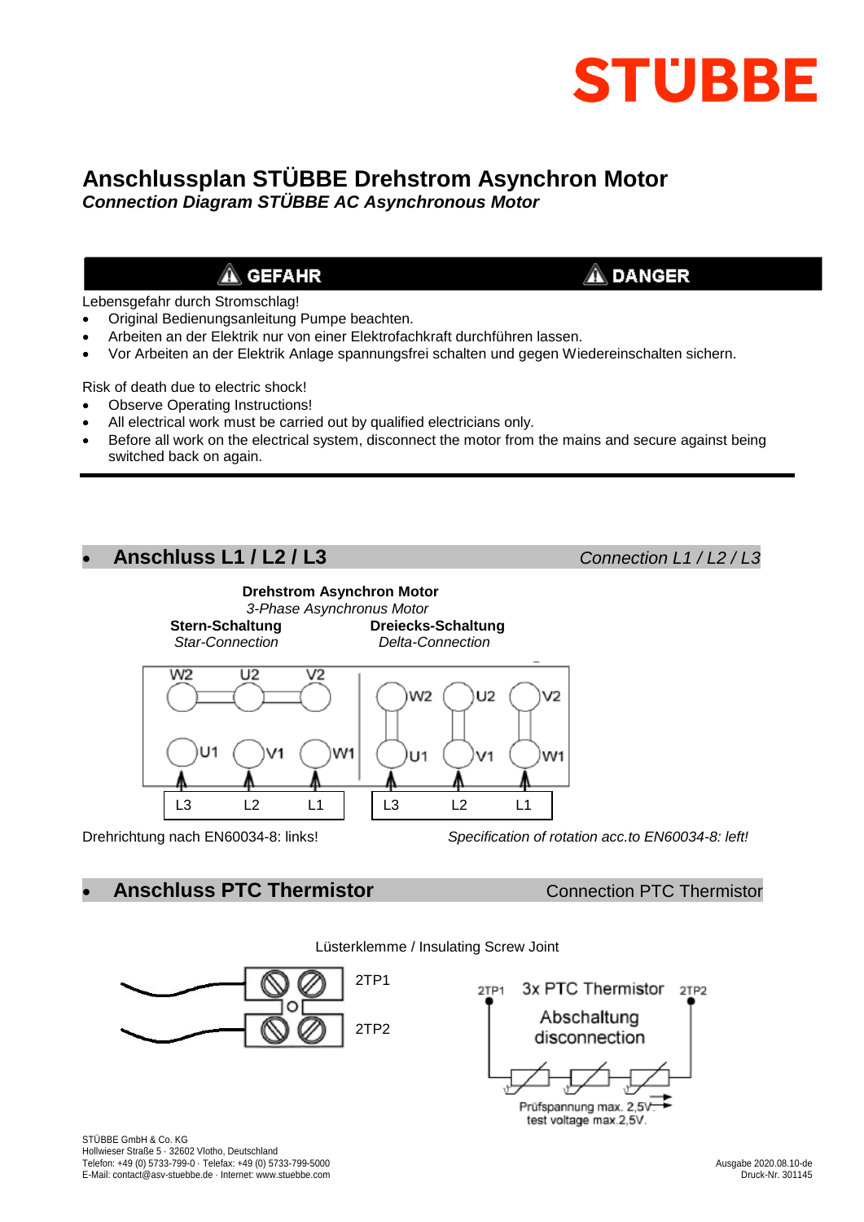STÜBBE

# Anschlussplan STÜBBE Drehstrom Asynchron Motor

***Connection Diagram STÜBBE AC Asynchronous Motor***

**⚠ GEFAHR** **⚠ DANGER**

Lebensgefahr durch Stromschlag!

- Original Bedienungsanleitung Pumpe beachten.
- Arbeiten an der Elektrik nur von einer Elektrofachkraft durchführen lassen.
- Vor Arbeiten an der Elektrik Anlage spannungsfrei schalten und gegen Wiedereinschalten sichern.

Risk of death due to electric shock!

- Observe Operating Instructions!
- All electrical work must be carried out by qualified electricians only.
- Before all work on the electrical system, disconnect the motor from the mains and secure against being switched back on again.

## Anschluss L1 / L2 / L3 — *Connection L1 / L2 / L3*

**Drehstrom Asynchron Motor**
*3-Phase Asynchronus Motor*

**Stern-Schaltung** *Star-Connection* — **Dreiecks-Schaltung** *Delta-Connection*

Star: W2 U2 V2 (bridged) / U1 V1 W1 — L3 L2 L1
Delta: W2 U2 V2 / U1 V1 W1 — L3 L2 L1

Drehrichtung nach EN60034-8: links!

*Specification of rotation acc.to EN60034-8: left!*

## Anschluss PTC Thermistor — Connection PTC Thermistor

Lüsterklemme / Insulating Screw Joint

2TP1
2TP2

2TP1 3x PTC Thermistor 2TP2
Abschaltung
disconnection

Prüfspannung max. 2,5V
test voltage max.2,5V.

STÜBBE GmbH & Co. KG
Hollwieser Straße 5 · 32602 Vlotho, Deutschland
Telefon: +49 (0) 5733-799-0 · Telefax: +49 (0) 5733-799-5000
E-Mail: contact@asv-stuebbe.de · Internet: www.stuebbe.com

Ausgabe 2020.08.10-de
Druck-Nr. 301145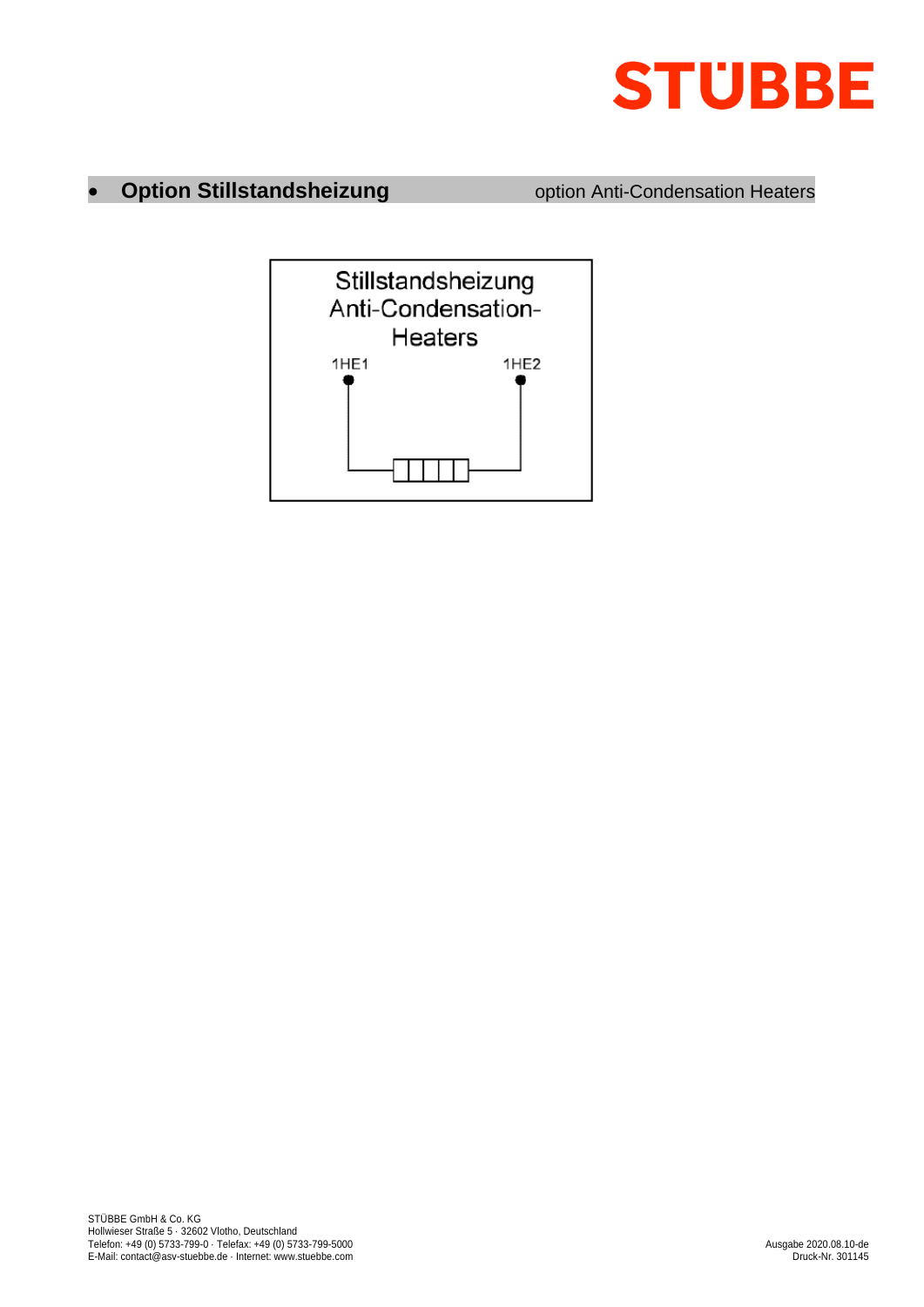- **Option Stillstandsheizung** option Anti-Condensation Heaters

Stillstandsheizung
Anti-Condensation-
Heaters

1HE1

1HE2

STÜBBE GmbH & Co. KG
Hollwieser Straße 5 · 32602 Vlotho, Deutschland
Telefon: +49 (0) 5733-799-0 · Telefax: +49 (0) 5733-799-5000
E-Mail: contact@asv-stuebbe.de · Internet: www.stuebbe.com

Ausgabe 2020.08.10-de
Druck-Nr. 301145